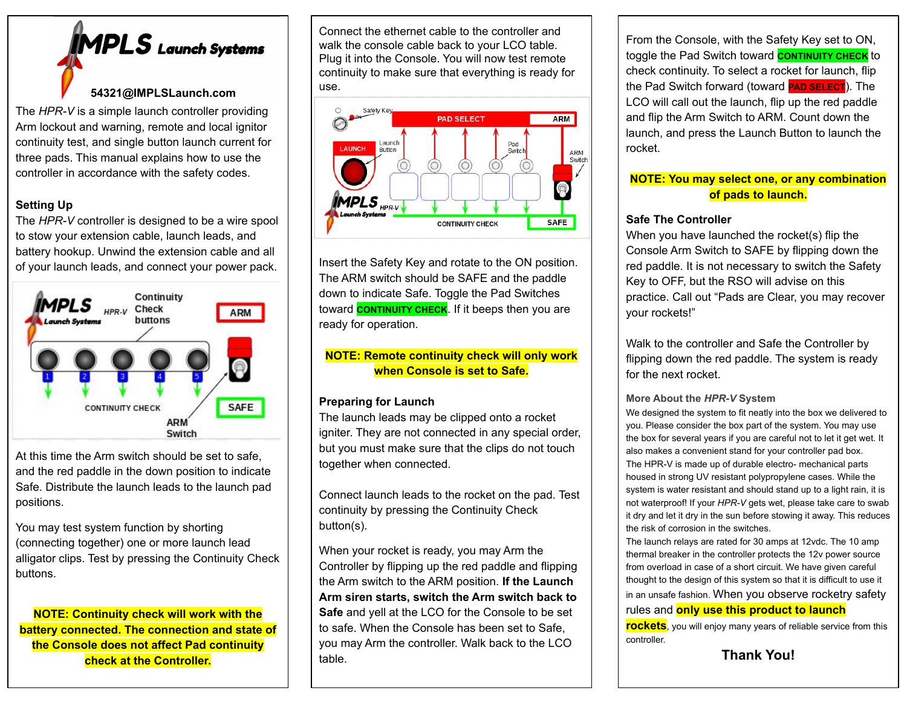# IMPLS Launch Systems

**54321@IMPLSLaunch.com**

The *HPR-V* is a simple launch controller providing Arm lockout and warning, remote and local ignitor continuity test, and single button launch current for three pads. This manual explains how to use the controller in accordance with the safety codes.

## Setting Up

The *HPR-V* controller is designed to be a wire spool to stow your extension cable, launch leads, and battery hookup. Unwind the extension cable and all of your launch leads, and connect your power pack.

At this time the Arm switch should be set to safe, and the red paddle in the down position to indicate Safe. Distribute the launch leads to the launch pad positions.

You may test system function by shorting (connecting together) one or more launch lead alligator clips. Test by pressing the Continuity Check buttons.

**NOTE: Continuity check will work with the battery connected. The connection and state of the Console does not affect Pad continuity check at the Controller.**

Connect the ethernet cable to the controller and walk the console cable back to your LCO table. Plug it into the Console. You will now test remote continuity to make sure that everything is ready for use.

Insert the Safety Key and rotate to the ON position. The ARM switch should be SAFE and the paddle down to indicate Safe. Toggle the Pad Switches toward **CONTINUITY CHECK**. If it beeps then you are ready for operation.

**NOTE: Remote continuity check will only work when Console is set to Safe.**

## Preparing for Launch

The launch leads may be clipped onto a rocket igniter. They are not connected in any special order, but you must make sure that the clips do not touch together when connected.

Connect launch leads to the rocket on the pad. Test continuity by pressing the Continuity Check button(s).

When your rocket is ready, you may Arm the Controller by flipping up the red paddle and flipping the Arm switch to the ARM position. **If the Launch Arm siren starts, switch the Arm switch back to Safe** and yell at the LCO for the Console to be set to safe. When the Console has been set to Safe, you may Arm the controller. Walk back to the LCO table.

From the Console, with the Safety Key set to ON, toggle the Pad Switch toward **CONTINUITY CHECK** to check continuity. To select a rocket for launch, flip the Pad Switch forward (toward **PAD SELECT**). The LCO will call out the launch, flip up the red paddle and flip the Arm Switch to ARM. Count down the launch, and press the Launch Button to launch the rocket.

**NOTE: You may select one, or any combination of pads to launch.**

## Safe The Controller

When you have launched the rocket(s) flip the Console Arm Switch to SAFE by flipping down the red paddle. It is not necessary to switch the Safety Key to OFF, but the RSO will advise on this practice. Call out "Pads are Clear, you may recover your rockets!"

Walk to the controller and Safe the Controller by flipping down the red paddle. The system is ready for the next rocket.

### More About the *HPR-V* System

We designed the system to fit neatly into the box we delivered to you. Please consider the box part of the system. You may use the box for several years if you are careful not to let it get wet. It also makes a convenient stand for your controller pad box.

The HPR-V is made up of durable electro- mechanical parts housed in strong UV resistant polypropylene cases. While the system is water resistant and should stand up to a light rain, it is not waterproof! If your *HPR-V* gets wet, please take care to swab it dry and let it dry in the sun before stowing it away. This reduces the risk of corrosion in the switches.

The launch relays are rated for 30 amps at 12vdc. The 10 amp thermal breaker in the controller protects the 12v power source from overload in case of a short circuit. We have given careful thought to the design of this system so that it is difficult to use it in an unsafe fashion. When you observe rocketry safety rules and **only use this product to launch rockets**, you will enjoy many years of reliable service from this controller.

**Thank You!**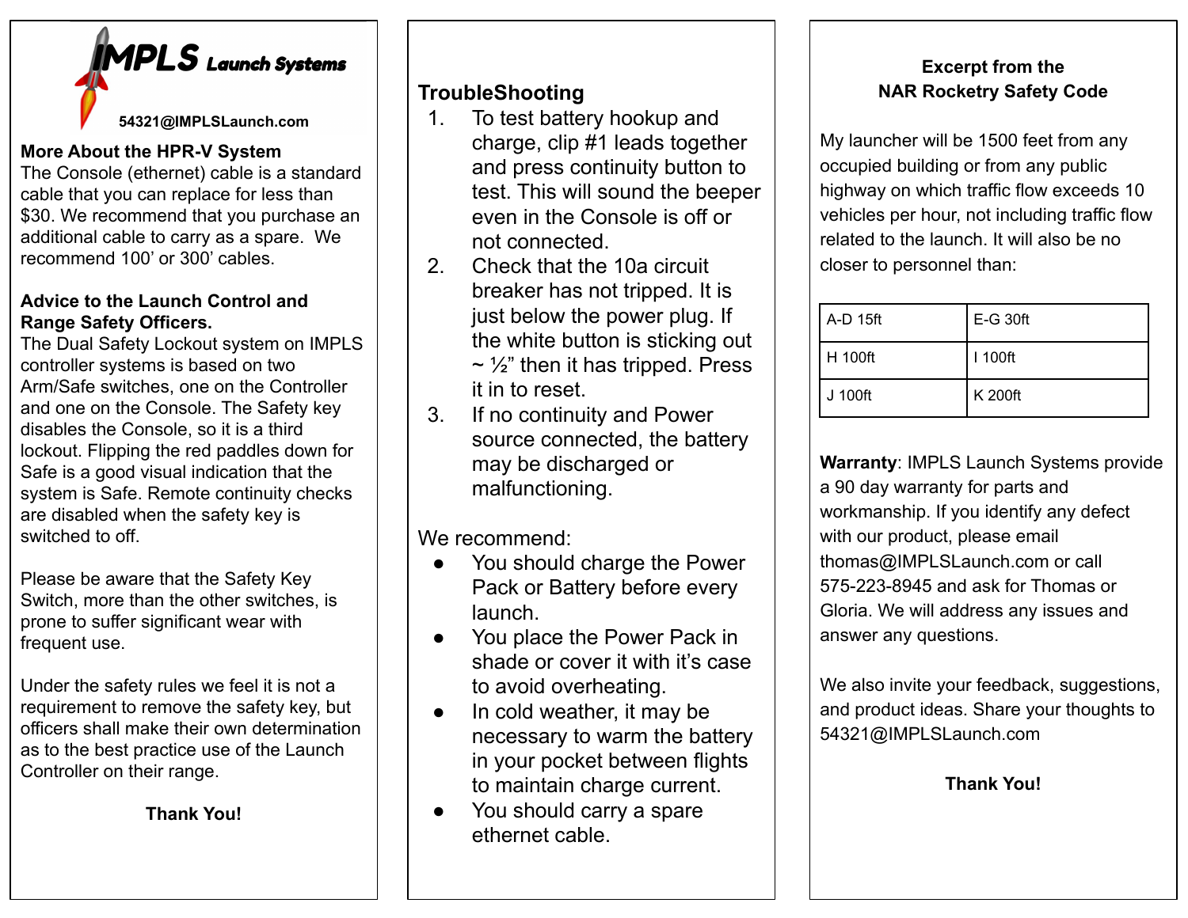# IMPLS Launch Systems

**54321@IMPLSLaunch.com**

**More About the HPR-V System**

The Console (ethernet) cable is a standard cable that you can replace for less than $30. We recommend that you purchase an additional cable to carry as a spare. We recommend 100' or 300' cables.

**Advice to the Launch Control and Range Safety Officers.**

The Dual Safety Lockout system on IMPLS controller systems is based on two Arm/Safe switches, one on the Controller and one on the Console. The Safety key disables the Console, so it is a third lockout. Flipping the red paddles down for Safe is a good visual indication that the system is Safe. Remote continuity checks are disabled when the safety key is switched to off.

Please be aware that the Safety Key Switch, more than the other switches, is prone to suffer significant wear with frequent use.

Under the safety rules we feel it is not a requirement to remove the safety key, but officers shall make their own determination as to the best practice use of the Launch Controller on their range.

**Thank You!**

## TroubleShooting

1. To test battery hookup and charge, clip #1 leads together and press continuity button to test. This will sound the beeper even in the Console is off or not connected.
2. Check that the 10a circuit breaker has not tripped. It is just below the power plug. If the white button is sticking out ~ ½" then it has tripped. Press it in to reset.
3. If no continuity and Power source connected, the battery may be discharged or malfunctioning.

We recommend:

- You should charge the Power Pack or Battery before every launch.
- You place the Power Pack in shade or cover it with it's case to avoid overheating.
- In cold weather, it may be necessary to warm the battery in your pocket between flights to maintain charge current.
- You should carry a spare ethernet cable.

**Excerpt from the NAR Rocketry Safety Code**

My launcher will be 1500 feet from any occupied building or from any public highway on which traffic flow exceeds 10 vehicles per hour, not including traffic flow related to the launch. It will also be no closer to personnel than:

| | |
|---|---|
| A-D 15ft | E-G 30ft |
| H 100ft | I 100ft |
| J 100ft | K 200ft |

**Warranty**: IMPLS Launch Systems provide a 90 day warranty for parts and workmanship. If you identify any defect with our product, please email thomas@IMPLSLaunch.com or call 575-223-8945 and ask for Thomas or Gloria. We will address any issues and answer any questions.

We also invite your feedback, suggestions, and product ideas. Share your thoughts to 54321@IMPLSLaunch.com

**Thank You!**